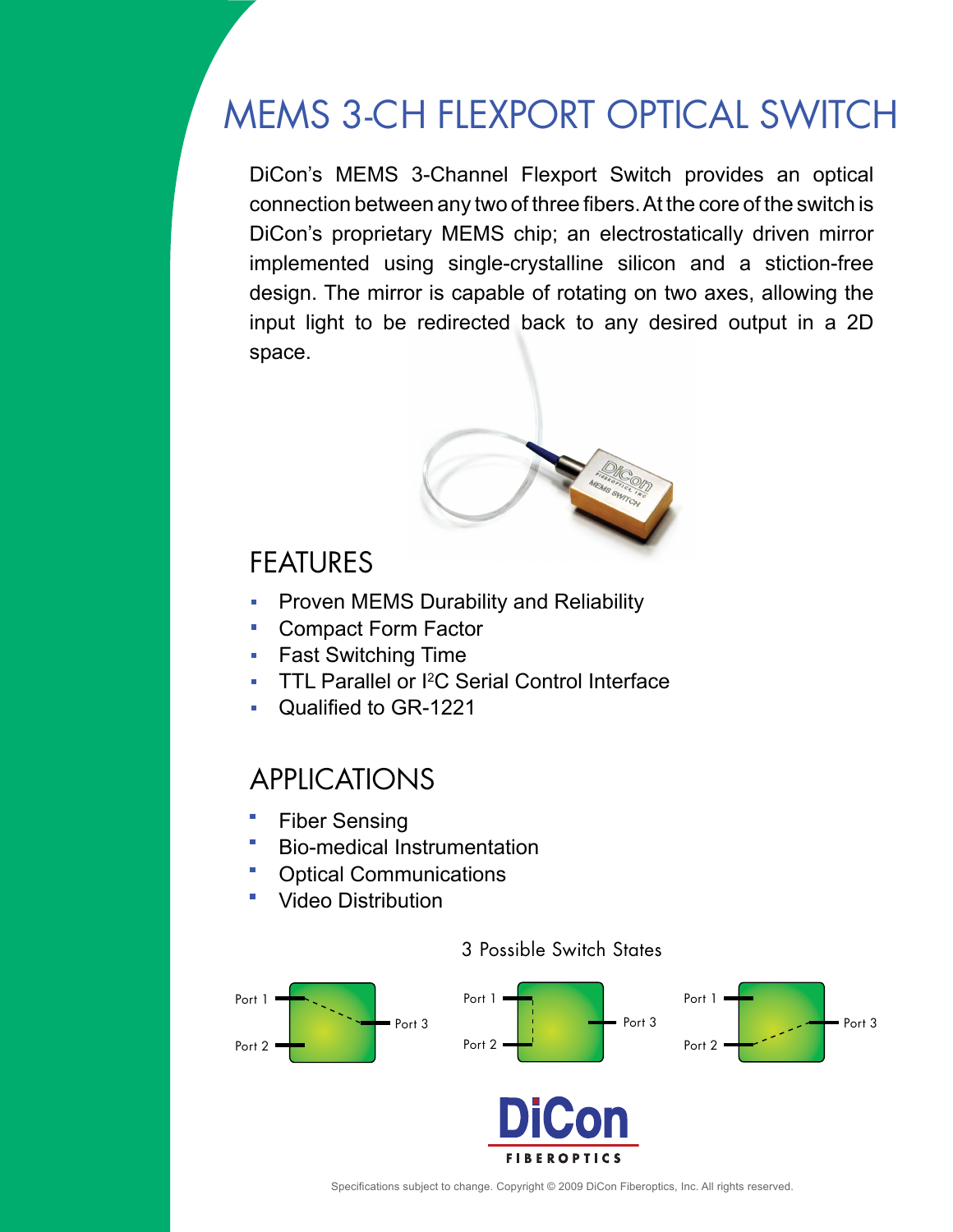# MEMS 3-CH FLEXPORT OPTICAL SWITCH

DiCon's MEMS 3-Channel Flexport Switch provides an optical connection between any two of three fibers. At the core of the switch is DiCon's proprietary MEMS chip; an electrostatically driven mirror implemented using single-crystalline silicon and a stiction-free design. The mirror is capable of rotating on two axes, allowing the input light to be redirected back to any desired output in a 2D space.

## FEATURES

- Proven MEMS Durability and Reliability
- Compact Form Factor
- Fast Switching Time
- TTL Parallel or I²C Serial Control Interface
- Qualified to GR-1221

## APPLICATIONS

- Fiber Sensing
- Bio-medical Instrumentation
- Optical Communications
- Video Distribution

3 Possible Switch States

Port 1 — Port 3 | Port 1 — Port 2 | Port 2 — Port 3

DiCon FIBEROPTICS

Specifications subject to change. Copyright © 2009 DiCon Fiberoptics, Inc. All rights reserved.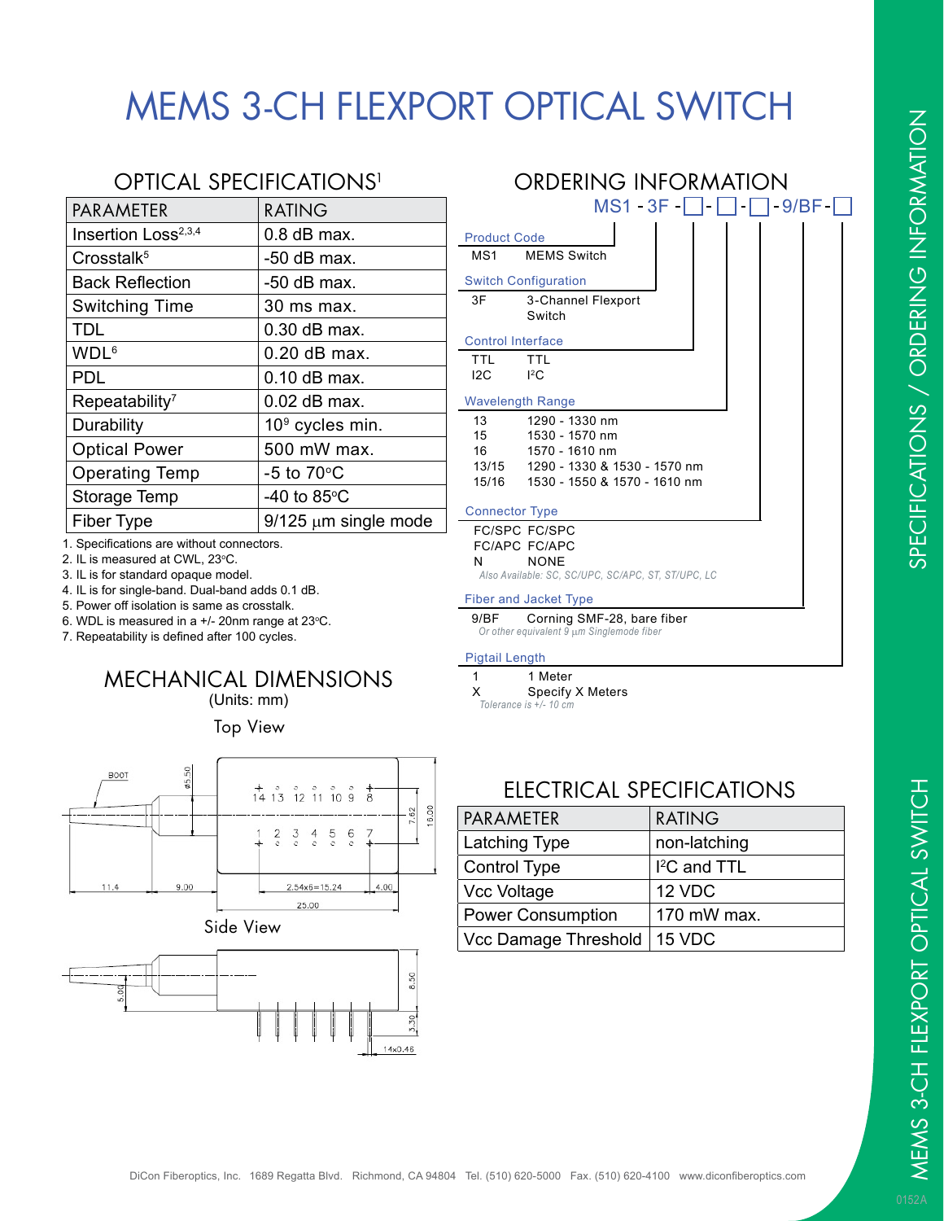# MEMS 3-CH FLEXPORT OPTICAL SWITCH

## OPTICAL SPECIFICATIONS[1]

| PARAMETER | RATING |
|---|---|
| Insertion Loss[2,3,4] | 0.8 dB max. |
| Crosstalk[5] | -50 dB max. |
| Back Reflection | -50 dB max. |
| Switching Time | 30 ms max. |
| TDL | 0.30 dB max. |
| WDL[6] | 0.20 dB max. |
| PDL | 0.10 dB max. |
| Repeatability[7] | 0.02 dB max. |
| Durability | $10^9$ cycles min. |
| Optical Power | 500 mW max. |
| Operating Temp | -5 to 70°C |
| Storage Temp | -40 to 85°C |
| Fiber Type | 9/125 µm single mode |

1. Specifications are without connectors.
2. IL is measured at CWL, 23°C.
3. IL is for standard opaque model.
4. IL is for single-band. Dual-band adds 0.1 dB.
5. Power off isolation is same as crosstalk.
6. WDL is measured in a +/- 20nm range at 23°C.
7. Repeatability is defined after 100 cycles.

## ORDERING INFORMATION

MS1 - 3F - □ - □ - □ - 9/BF - □

**Product Code**

| | |
|---|---|
| MS1 | MEMS Switch |

**Switch Configuration**

| | |
|---|---|
| 3F | 3-Channel Flexport Switch |

**Control Interface**

| | |
|---|---|
| TTL | TTL |
| I2C | I²C |

**Wavelength Range**

| | |
|---|---|
| 13 | 1290 - 1330 nm |
| 15 | 1530 - 1570 nm |
| 16 | 1570 - 1610 nm |
| 13/15 | 1290 - 1330 & 1530 - 1570 nm |
| 15/16 | 1530 - 1550 & 1570 - 1610 nm |

**Connector Type**

| | |
|---|---|
| FC/SPC | FC/SPC |
| FC/APC | FC/APC |
| N | NONE |

*Also Available: SC, SC/UPC, SC/APC, ST, ST/UPC, LC*

**Fiber and Jacket Type**

| | |
|---|---|
| 9/BF | Corning SMF-28, bare fiber |

*Or other equivalent 9 µm Singlemode fiber*

**Pigtail Length**

| | |
|---|---|
| 1 | 1 Meter |
| X | Specify X Meters |

*Tolerance is +/- 10 cm*

## MECHANICAL DIMENSIONS

(Units: mm)

Top View

BOOT
ø5.50
14 13 12 11 10 9 8
1 2 3 4 5 6 7
7.62
16.00
11.4
9.00
2.54x6=15.24
4.00
25.00

Side View

5.00
8.50
3.30
14x0.46

## ELECTRICAL SPECIFICATIONS

| PARAMETER | RATING |
|---|---|
| Latching Type | non-latching |
| Control Type | I²C and TTL |
| Vcc Voltage | 12 VDC |
| Power Consumption | 170 mW max. |
| Vcc Damage Threshold | 15 VDC |

DiCon Fiberoptics, Inc. 1689 Regatta Blvd. Richmond, CA 94804 Tel. (510) 620-5000 Fax. (510) 620-4100 www.diconfiberoptics.com